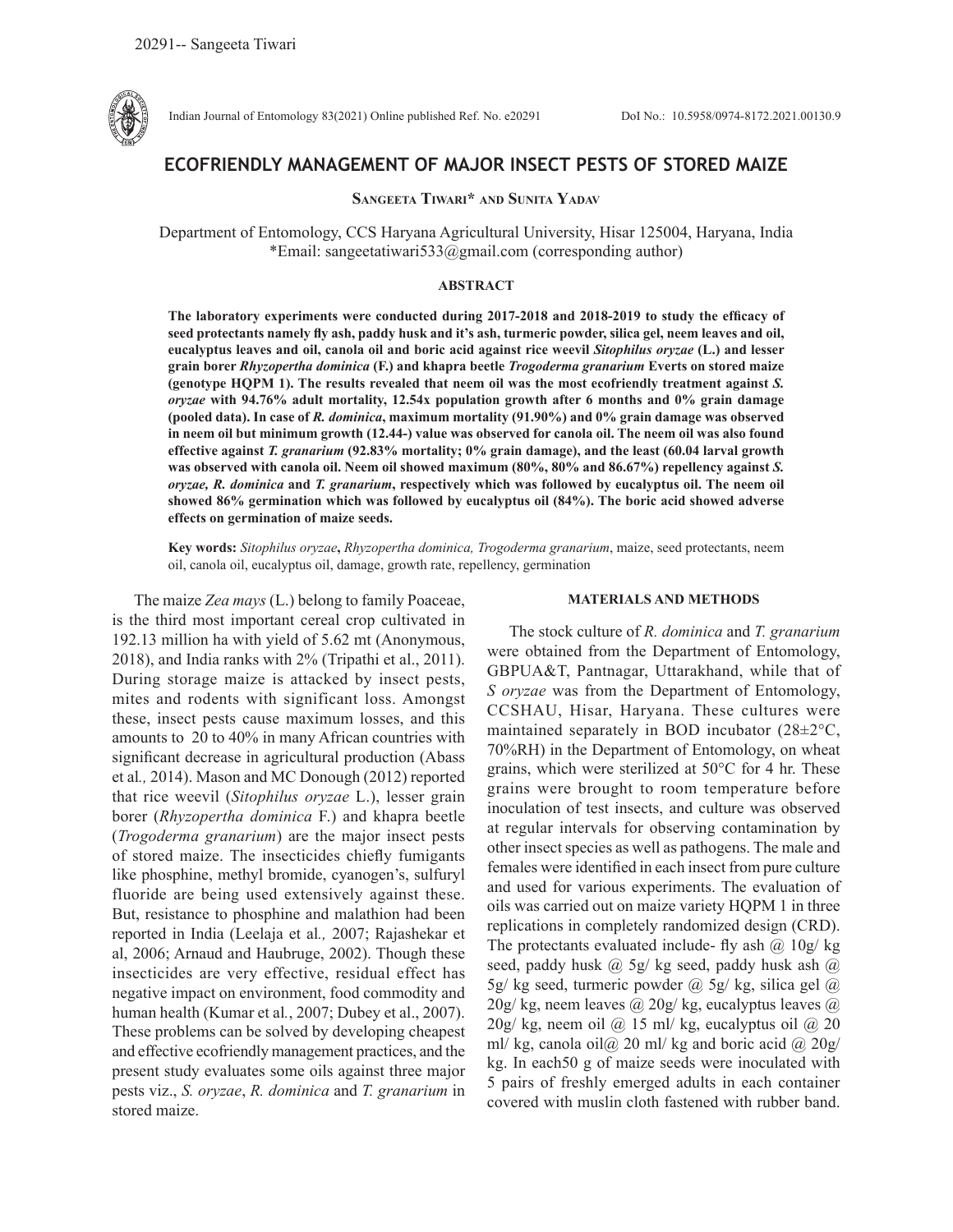# ECOFRIENDLY MANAGEMENT OF MAJOR INSECT PESTS OF STORED MAIZE

**Sangeeta Tiwari* and Sunita Yadav**

Department of Entomology, CCS Haryana Agricultural University, Hisar 125004, Haryana, India
*Email: sangeetatiwari533@gmail.com (corresponding author)

## ABSTRACT

**The laboratory experiments were conducted during 2017-2018 and 2018-2019 to study the efficacy of seed protectants namely fly ash, paddy husk and it's ash, turmeric powder, silica gel, neem leaves and oil, eucalyptus leaves and oil, canola oil and boric acid against rice weevil *Sitophilus oryzae* (L.) and lesser grain borer *Rhyzopertha dominica* (F.) and khapra beetle *Trogoderma granarium* Everts on stored maize (genotype HQPM 1). The results revealed that neem oil was the most ecofriendly treatment against *S. oryzae* with 94.76% adult mortality, 12.54x population growth after 6 months and 0% grain damage (pooled data). In case of *R. dominica*, maximum mortality (91.90%) and 0% grain damage was observed in neem oil but minimum growth (12.44-) value was observed for canola oil. The neem oil was also found effective against *T. granarium* (92.83% mortality; 0% grain damage), and the least (60.04 larval growth was observed with canola oil. Neem oil showed maximum (80%, 80% and 86.67%) repellency against *S. oryzae, R. dominica* and *T. granarium*, respectively which was followed by eucalyptus oil. The neem oil showed 86% germination which was followed by eucalyptus oil (84%). The boric acid showed adverse effects on germination of maize seeds.**

**Key words:** *Sitophilus oryzae*, *Rhyzopertha dominica, Trogoderma granarium*, maize, seed protectants, neem oil, canola oil, eucalyptus oil, damage, growth rate, repellency, germination

The maize *Zea mays* (L.) belong to family Poaceae, is the third most important cereal crop cultivated in 192.13 million ha with yield of 5.62 mt (Anonymous, 2018), and India ranks with 2% (Tripathi et al., 2011). During storage maize is attacked by insect pests, mites and rodents with significant loss. Amongst these, insect pests cause maximum losses, and this amounts to 20 to 40% in many African countries with significant decrease in agricultural production (Abass et al*.,* 2014). Mason and MC Donough (2012) reported that rice weevil (*Sitophilus oryzae* L.), lesser grain borer (*Rhyzopertha dominica* F.) and khapra beetle (*Trogoderma granarium*) are the major insect pests of stored maize. The insecticides chiefly fumigants like phosphine, methyl bromide, cyanogen's, sulfuryl fluoride are being used extensively against these. But, resistance to phosphine and malathion had been reported in India (Leelaja et al*.,* 2007; Rajashekar et al, 2006; Arnaud and Haubruge, 2002). Though these insecticides are very effective, residual effect has negative impact on environment, food commodity and human health (Kumar et al*.*, 2007; Dubey et al., 2007). These problems can be solved by developing cheapest and effective ecofriendly management practices, and the present study evaluates some oils against three major pests viz., *S. oryzae*, *R. dominica* and *T. granarium* in stored maize.

## MATERIALS AND METHODS

The stock culture of *R. dominica* and *T. granarium* were obtained from the Department of Entomology, GBPUA&T, Pantnagar, Uttarakhand, while that of *S oryzae* was from the Department of Entomology, CCSHAU, Hisar, Haryana. These cultures were maintained separately in BOD incubator (28±2°C, 70%RH) in the Department of Entomology, on wheat grains, which were sterilized at 50°C for 4 hr. These grains were brought to room temperature before inoculation of test insects, and culture was observed at regular intervals for observing contamination by other insect species as well as pathogens. The male and females were identified in each insect from pure culture and used for various experiments. The evaluation of oils was carried out on maize variety HQPM 1 in three replications in completely randomized design (CRD). The protectants evaluated include- fly ash @ 10g/ kg seed, paddy husk @ 5g/ kg seed, paddy husk ash @ 5g/ kg seed, turmeric powder @ 5g/ kg, silica gel @ 20g/ kg, neem leaves @ 20g/ kg, eucalyptus leaves @ 20g/ kg, neem oil @ 15 ml/ kg, eucalyptus oil @ 20 ml/ kg, canola oil@ 20 ml/ kg and boric acid @ 20g/ kg. In each50 g of maize seeds were inoculated with 5 pairs of freshly emerged adults in each container covered with muslin cloth fastened with rubber band.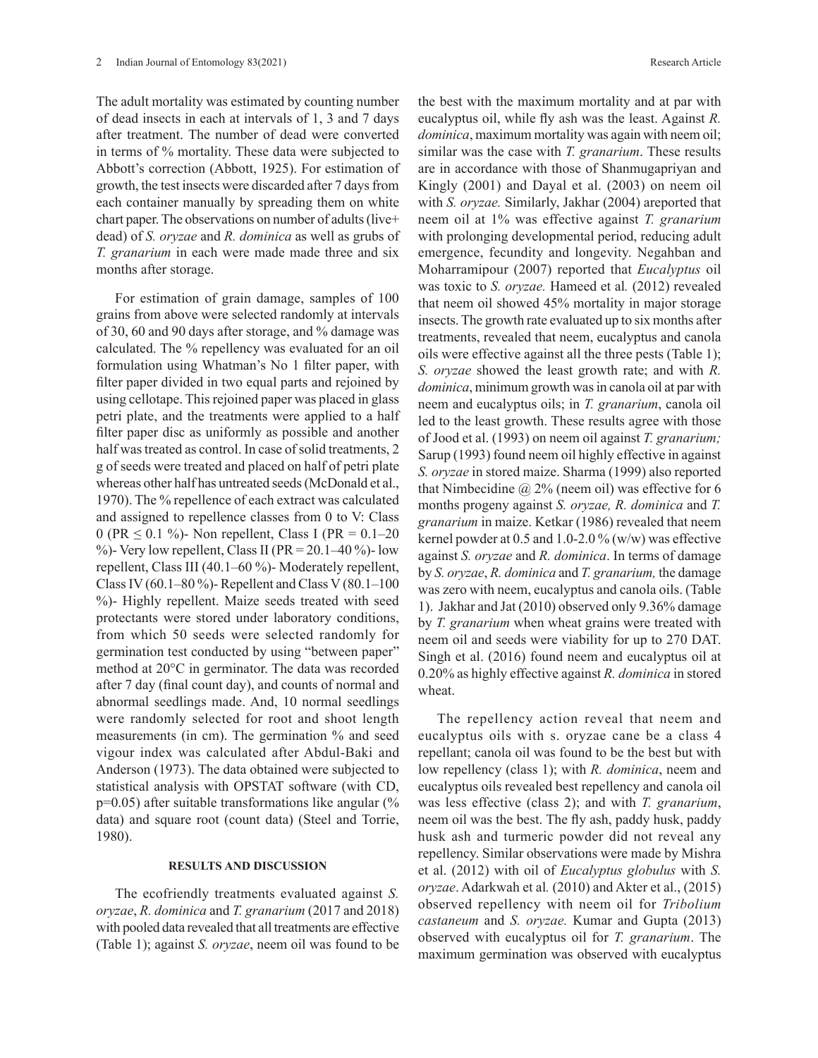The adult mortality was estimated by counting number of dead insects in each at intervals of 1, 3 and 7 days after treatment. The number of dead were converted in terms of % mortality. These data were subjected to Abbott's correction (Abbott, 1925). For estimation of growth, the test insects were discarded after 7 days from each container manually by spreading them on white chart paper. The observations on number of adults (live+ dead) of *S. oryzae* and *R. dominica* as well as grubs of *T. granarium* in each were made made three and six months after storage.

For estimation of grain damage, samples of 100 grains from above were selected randomly at intervals of 30, 60 and 90 days after storage, and % damage was calculated. The % repellency was evaluated for an oil formulation using Whatman's No 1 filter paper, with filter paper divided in two equal parts and rejoined by using cellotape. This rejoined paper was placed in glass petri plate, and the treatments were applied to a half filter paper disc as uniformly as possible and another half was treated as control. In case of solid treatments, 2 g of seeds were treated and placed on half of petri plate whereas other half has untreated seeds (McDonald et al., 1970). The % repellence of each extract was calculated and assigned to repellence classes from 0 to V: Class 0 (PR ≤ 0.1 %)- Non repellent, Class I (PR = 0.1–20 %)- Very low repellent, Class II (PR = 20.1–40 %)- low repellent, Class III (40.1–60 %)- Moderately repellent, Class IV (60.1–80 %)- Repellent and Class V (80.1–100 %)- Highly repellent. Maize seeds treated with seed protectants were stored under laboratory conditions, from which 50 seeds were selected randomly for germination test conducted by using "between paper" method at 20°C in germinator. The data was recorded after 7 day (final count day), and counts of normal and abnormal seedlings made. And, 10 normal seedlings were randomly selected for root and shoot length measurements (in cm). The germination % and seed vigour index was calculated after Abdul-Baki and Anderson (1973). The data obtained were subjected to statistical analysis with OPSTAT software (with CD, p=0.05) after suitable transformations like angular (% data) and square root (count data) (Steel and Torrie, 1980).

## RESULTS AND DISCUSSION

The ecofriendly treatments evaluated against *S. oryzae*, *R. dominica* and *T. granarium* (2017 and 2018) with pooled data revealed that all treatments are effective (Table 1); against *S. oryzae*, neem oil was found to be the best with the maximum mortality and at par with eucalyptus oil, while fly ash was the least. Against *R. dominica*, maximum mortality was again with neem oil; similar was the case with *T. granarium*. These results are in accordance with those of Shanmugapriyan and Kingly (2001) and Dayal et al. (2003) on neem oil with *S. oryzae.* Similarly, Jakhar (2004) areported that neem oil at 1% was effective against *T. granarium* with prolonging developmental period, reducing adult emergence, fecundity and longevity. Negahban and Moharramipour (2007) reported that *Eucalyptus* oil was toxic to *S. oryzae.* Hameed et al*.* (2012) revealed that neem oil showed 45% mortality in major storage insects. The growth rate evaluated up to six months after treatments, revealed that neem, eucalyptus and canola oils were effective against all the three pests (Table 1); *S. oryzae* showed the least growth rate; and with *R. dominica*, minimum growth was in canola oil at par with neem and eucalyptus oils; in *T. granarium*, canola oil led to the least growth. These results agree with those of Jood et al. (1993) on neem oil against *T. granarium;* Sarup (1993) found neem oil highly effective in against *S. oryzae* in stored maize. Sharma (1999) also reported that Nimbecidine @ 2% (neem oil) was effective for 6 months progeny against *S. oryzae, R. dominica* and *T. granarium* in maize. Ketkar (1986) revealed that neem kernel powder at 0.5 and 1.0-2.0 % (w/w) was effective against *S. oryzae* and *R. dominica*. In terms of damage by *S. oryzae*, *R. dominica* and *T. granarium,* the damage was zero with neem, eucalyptus and canola oils. (Table 1). Jakhar and Jat (2010) observed only 9.36% damage by *T. granarium* when wheat grains were treated with neem oil and seeds were viability for up to 270 DAT. Singh et al. (2016) found neem and eucalyptus oil at 0.20% as highly effective against *R. dominica* in stored wheat.

The repellency action reveal that neem and eucalyptus oils with s. oryzae cane be a class 4 repellant; canola oil was found to be the best but with low repellency (class 1); with *R. dominica*, neem and eucalyptus oils revealed best repellency and canola oil was less effective (class 2); and with *T. granarium*, neem oil was the best. The fly ash, paddy husk, paddy husk ash and turmeric powder did not reveal any repellency. Similar observations were made by Mishra et al. (2012) with oil of *Eucalyptus globulus* with *S. oryzae*. Adarkwah et al*.* (2010) and Akter et al., (2015) observed repellency with neem oil for *Tribolium castaneum* and *S. oryzae.* Kumar and Gupta (2013) observed with eucalyptus oil for *T. granarium*. The maximum germination was observed with eucalyptus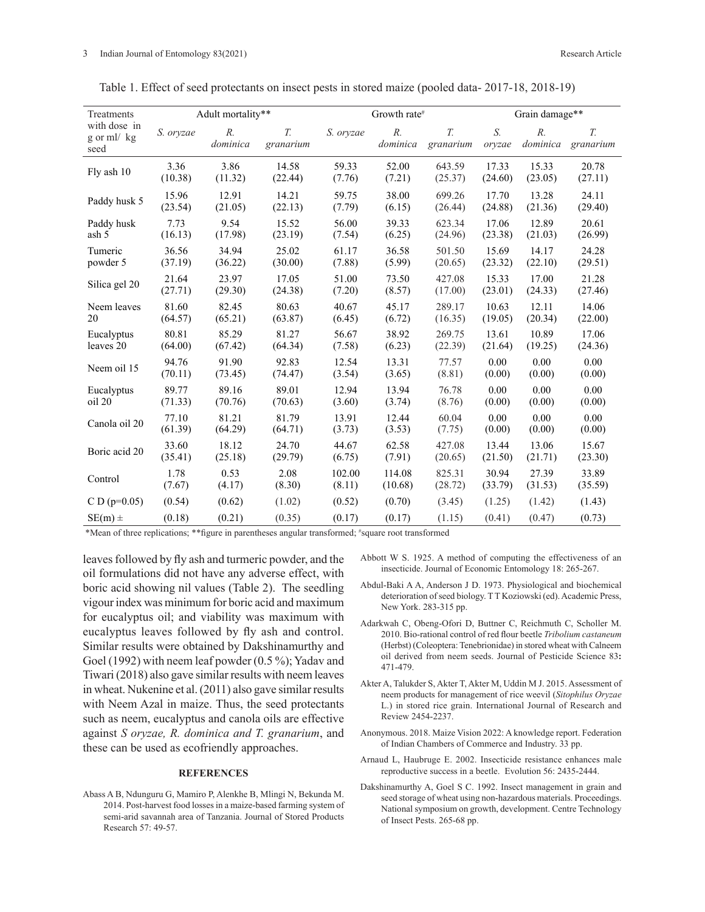Table 1. Effect of seed protectants on insect pests in stored maize (pooled data- 2017-18, 2018-19)

| Treatments with dose in g or ml/ kg seed | Adult mortality** | | | Growth rate# | | | Grain damage** | | |
|---|---|---|---|---|---|---|---|---|---|
| | *S. oryzae* | *R. dominica* | *T. granarium* | *S. oryzae* | *R. dominica* | *T. granarium* | *S. oryzae* | *R. dominica* | *T. granarium* |
| Fly ash 10 | 3.36 (10.38) | 3.86 (11.32) | 14.58 (22.44) | 59.33 (7.76) | 52.00 (7.21) | 643.59 (25.37) | 17.33 (24.60) | 15.33 (23.05) | 20.78 (27.11) |
| Paddy husk 5 | 15.96 (23.54) | 12.91 (21.05) | 14.21 (22.13) | 59.75 (7.79) | 38.00 (6.15) | 699.26 (26.44) | 17.70 (24.88) | 13.28 (21.36) | 24.11 (29.40) |
| Paddy husk ash 5 | 7.73 (16.13) | 9.54 (17.98) | 15.52 (23.19) | 56.00 (7.54) | 39.33 (6.25) | 623.34 (24.96) | 17.06 (23.38) | 12.89 (21.03) | 20.61 (26.99) |
| Tumeric powder 5 | 36.56 (37.19) | 34.94 (36.22) | 25.02 (30.00) | 61.17 (7.88) | 36.58 (5.99) | 501.50 (20.65) | 15.69 (23.32) | 14.17 (22.10) | 24.28 (29.51) |
| Silica gel 20 | 21.64 (27.71) | 23.97 (29.30) | 17.05 (24.38) | 51.00 (7.20) | 73.50 (8.57) | 427.08 (17.00) | 15.33 (23.01) | 17.00 (24.33) | 21.28 (27.46) |
| Neem leaves 20 | 81.60 (64.57) | 82.45 (65.21) | 80.63 (63.87) | 40.67 (6.45) | 45.17 (6.72) | 289.17 (16.35) | 10.63 (19.05) | 12.11 (20.34) | 14.06 (22.00) |
| Eucalyptus leaves 20 | 80.81 (64.00) | 85.29 (67.42) | 81.27 (64.34) | 56.67 (7.58) | 38.92 (6.23) | 269.75 (22.39) | 13.61 (21.64) | 10.89 (19.25) | 17.06 (24.36) |
| Neem oil 15 | 94.76 (70.11) | 91.90 (73.45) | 92.83 (74.47) | 12.54 (3.54) | 13.31 (3.65) | 77.57 (8.81) | 0.00 (0.00) | 0.00 (0.00) | 0.00 (0.00) |
| Eucalyptus oil 20 | 89.77 (71.33) | 89.16 (70.76) | 89.01 (70.63) | 12.94 (3.60) | 13.94 (3.74) | 76.78 (8.76) | 0.00 (0.00) | 0.00 (0.00) | 0.00 (0.00) |
| Canola oil 20 | 77.10 (61.39) | 81.21 (64.29) | 81.79 (64.71) | 13.91 (3.73) | 12.44 (3.53) | 60.04 (7.75) | 0.00 (0.00) | 0.00 (0.00) | 0.00 (0.00) |
| Boric acid 20 | 33.60 (35.41) | 18.12 (25.18) | 24.70 (29.79) | 44.67 (6.75) | 62.58 (7.91) | 427.08 (20.65) | 13.44 (21.50) | 13.06 (21.71) | 15.67 (23.30) |
| Control | 1.78 (7.67) | 0.53 (4.17) | 2.08 (8.30) | 102.00 (8.11) | 114.08 (10.68) | 825.31 (28.72) | 30.94 (33.79) | 27.39 (31.53) | 33.89 (35.59) |
| C D (p=0.05) | (0.54) | (0.62) | (1.02) | (0.52) | (0.70) | (3.45) | (1.25) | (1.42) | (1.43) |
| SE(m) ± | (0.18) | (0.21) | (0.35) | (0.17) | (0.17) | (1.15) | (0.41) | (0.47) | (0.73) |

*Mean of three replications; **figure in parentheses angular transformed; #square root transformed

leaves followed by fly ash and turmeric powder, and the oil formulations did not have any adverse effect, with boric acid showing nil values (Table 2). The seedling vigour index was minimum for boric acid and maximum for eucalyptus oil; and viability was maximum with eucalyptus leaves followed by fly ash and control. Similar results were obtained by Dakshinamurthy and Goel (1992) with neem leaf powder (0.5 %); Yadav and Tiwari (2018) also gave similar results with neem leaves in wheat. Nukenine et al. (2011) also gave similar results with Neem Azal in maize. Thus, the seed protectants such as neem, eucalyptus and canola oils are effective against *S oryzae, R. dominica and T. granarium*, and these can be used as ecofriendly approaches.

## REFERENCES

Abass A B, Ndunguru G, Mamiro P, Alenkhe B, Mlingi N, Bekunda M. 2014. Post-harvest food losses in a maize-based farming system of semi-arid savannah area of Tanzania. Journal of Stored Products Research 57: 49-57.

Abbott W S. 1925. A method of computing the effectiveness of an insecticide. Journal of Economic Entomology 18: 265-267.

Abdul-Baki A A, Anderson J D. 1973. Physiological and biochemical deterioration of seed biology. T T Koziowski (ed). Academic Press, New York. 283-315 pp.

Adarkwah C, Obeng-Ofori D, Buttner C, Reichmuth C, Scholler M. 2010. Bio-rational control of red flour beetle *Tribolium castaneum* (Herbst) (Coleoptera: Tenebrionidae) in stored wheat with Calneem oil derived from neem seeds. Journal of Pesticide Science 83**:** 471-479.

Akter A, Talukder S, Akter T, Akter M, Uddin M J. 2015. Assessment of neem products for management of rice weevil (*Sitophilus Oryzae* L.) in stored rice grain. International Journal of Research and Review 2454-2237.

Anonymous. 2018. Maize Vision 2022: A knowledge report. Federation of Indian Chambers of Commerce and Industry. 33 pp.

Arnaud L, Haubruge E. 2002. Insecticide resistance enhances male reproductive success in a beetle. Evolution 56: 2435-2444.

Dakshinamurthy A, Goel S C. 1992. Insect management in grain and seed storage of wheat using non-hazardous materials. Proceedings. National symposium on growth, development. Centre Technology of Insect Pests. 265-68 pp.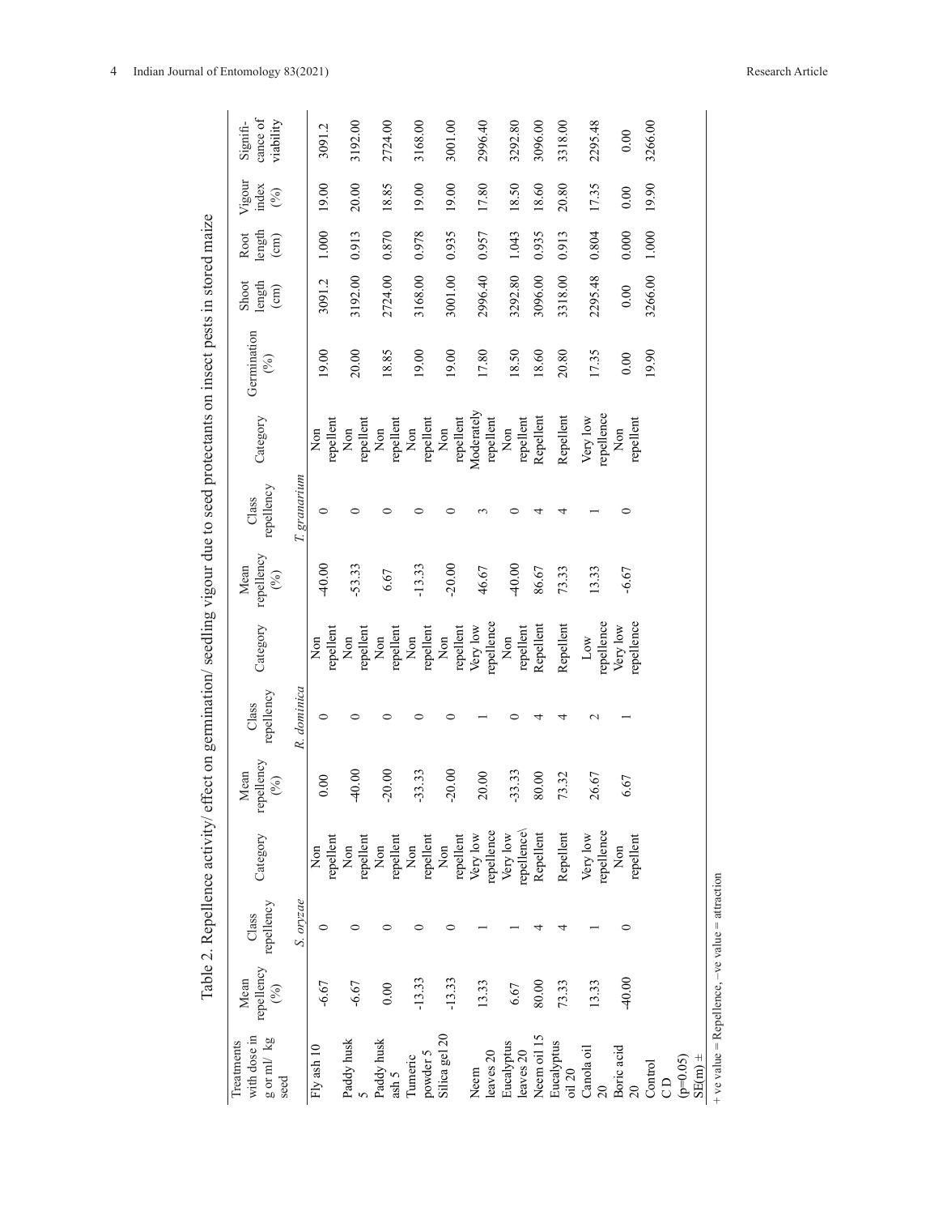Table 2. Repellence activity/ effect on germination/ seedling vigour due to seed protectants on insect pests in stored maize

| Treatments with dose in g or ml/ kg seed | Mean repellency (%) | Class repellency | Category | Mean repellency (%) | Class repellency | Category | Mean repellency (%) | Class repellency | Category | Germination (%) | Shoot length (cm) | Root length (cm) | Vigour index (%) | Significance of viability |
|---|---|---|---|---|---|---|---|---|---|---|---|---|---|---|
| | | *S. oryzae* | | | *R. dominica* | | | *T. granarium* | | | | | | |
| Fly ash 10 | -6.67 | 0 | Non repellent | 0.00 | 0 | Non repellent | -40.00 | 0 | Non repellent | 19.00 | 3091.2 | 1.000 | 19.00 | 3091.2 |
| Paddy husk 5 | -6.67 | 0 | Non repellent | -40.00 | 0 | Non repellent | -53.33 | 0 | Non repellent | 20.00 | 3192.00 | 0.913 | 20.00 | 3192.00 |
| Paddy husk ash 5 | 0.00 | 0 | Non repellent | -20.00 | 0 | Non repellent | 6.67 | 0 | Non repellent | 18.85 | 2724.00 | 0.870 | 18.85 | 2724.00 |
| Tumeric powder 5 | -13.33 | 0 | Non repellent | -33.33 | 0 | Non repellent | -13.33 | 0 | Non repellent | 19.00 | 3168.00 | 0.978 | 19.00 | 3168.00 |
| Silica gel 20 | -13.33 | 0 | Non repellent | -20.00 | 0 | Non repellent | -20.00 | 0 | Non repellent | 19.00 | 3001.00 | 0.935 | 19.00 | 3001.00 |
| Neem leaves 20 | 13.33 | 1 | Very low repellence | 20.00 | 1 | Very low repellence | 46.67 | 3 | Moderately repellent | 17.80 | 2996.40 | 0.957 | 17.80 | 2996.40 |
| Eucalyptus leaves 20 | 6.67 | 1 | Very low repellence\ | -33.33 | 0 | Non repellent | -40.00 | 0 | Non repellent | 18.50 | 3292.80 | 1.043 | 18.50 | 3292.80 |
| Neem oil 15 | 80.00 | 4 | Repellent | 80.00 | 4 | Repellent | 86.67 | 4 | Repellent | 18.60 | 3096.00 | 0.935 | 18.60 | 3096.00 |
| Eucalyptus oil 20 | 73.33 | 4 | Repellent | 73.32 | 4 | Repellent | 73.33 | 4 | Repellent | 20.80 | 3318.00 | 0.913 | 20.80 | 3318.00 |
| Canola oil 20 | 13.33 | 1 | Very low repellence | 26.67 | 2 | Low repellence | 13.33 | 1 | Very low repellence | 17.35 | 2295.48 | 0.804 | 17.35 | 2295.48 |
| Boric acid 20 | -40.00 | 0 | Non repellent | 6.67 | 1 | Very low repellence | -6.67 | 0 | Non repellent | 0.00 | 0.00 | 0.000 | 0.00 | 0.00 |
| Control | | | | | | | | | | 19.90 | 3266.00 | 1.000 | 19.90 | 3266.00 |
| CD (p=0.05) | | | | | | | | | | | | | | |
| SE(m) ± | | | | | | | | | | | | | | |

+ ve value = Repellence, –ve value = attraction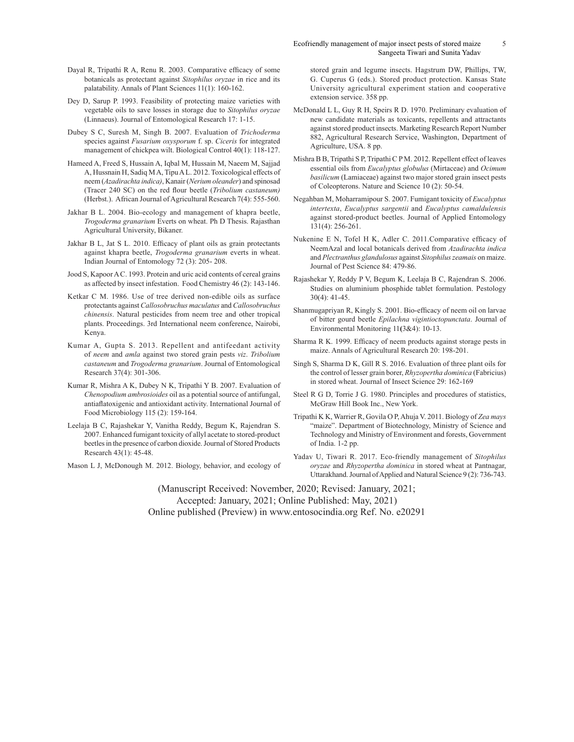Dayal R, Tripathi R A, Renu R. 2003. Comparative efficacy of some botanicals as protectant against *Sitophilus oryzae* in rice and its palatability. Annals of Plant Sciences 11(1): 160-162.

Dey D, Sarup P. 1993. Feasibility of protecting maize varieties with vegetable oils to save losses in storage due to *Sitophilus oryzae* (Linnaeus). Journal of Entomological Research 17: 1-15.

Dubey S C, Suresh M, Singh B. 2007. Evaluation of *Trichoderma* species against *Fusarium oxysporum* f. sp. *Ciceris* for integrated management of chickpea wilt. Biological Control 40(1): 118-127.

Hameed A, Freed S, Hussain A, Iqbal M, Hussain M, Naeem M, Sajjad A, Hussnain H, Sadiq M A, Tipu A L. 2012. Toxicological effects of neem (*Azadirachta indica)*, Kanair (*Nerium oleander*) and spinosad (Tracer 240 SC) on the red flour beetle (*Tribolium castaneum)* (Herbst.). African Journal of Agricultural Research 7(4): 555-560.

Jakhar B L. 2004. Bio-ecology and management of khapra beetle, *Trogoderma granarium* Everts on wheat. Ph D Thesis. Rajasthan Agricultural University, Bikaner.

Jakhar B L, Jat S L. 2010. Efficacy of plant oils as grain protectants against khapra beetle, *Trogoderma granarium* everts in wheat. Indian Journal of Entomology 72 (3): 205- 208.

Jood S, Kapoor A C. 1993. Protein and uric acid contents of cereal grains as affected by insect infestation. Food Chemistry 46 (2): 143-146.

Ketkar C M. 1986. Use of tree derived non-edible oils as surface protectants against *Callosobruchus maculatus* and *Callosobruchus chinensis*. Natural pesticides from neem tree and other tropical plants. Proceedings. 3rd International neem conference, Nairobi, Kenya.

Kumar A, Gupta S. 2013. Repellent and antifeedant activity of *neem* and *amla* against two stored grain pests *viz*. *Tribolium castaneum* and *Trogoderma granarium*. Journal of Entomological Research 37(4): 301-306.

Kumar R, Mishra A K, Dubey N K, Tripathi Y B. 2007. Evaluation of *Chenopodium ambrosioides* oil as a potential source of antifungal, antiaflatoxigenic and antioxidant activity. International Journal of Food Microbiology 115 (2): 159-164.

Leelaja B C, Rajashekar Y, Vanitha Reddy, Begum K, Rajendran S. 2007. Enhanced fumigant toxicity of allyl acetate to stored-product beetles in the presence of carbon dioxide. Journal of Stored Products Research 43(1): 45-48.

Mason L J, McDonough M. 2012. Biology, behavior, and ecology of stored grain and legume insects. Hagstrum DW, Phillips, TW, G. Cuperus G (eds.). Stored product protection. Kansas State University agricultural experiment station and cooperative extension service. 358 pp.

McDonald L L, Guy R H, Speirs R D. 1970. Preliminary evaluation of new candidate materials as toxicants, repellents and attractants against stored product insects. Marketing Research Report Number 882, Agricultural Research Service, Washington, Department of Agriculture, USA. 8 pp.

Mishra B B, Tripathi S P, Tripathi C P M. 2012. Repellent effect of leaves essential oils from *Eucalyptus globulus* (Mirtaceae) and *Ocimum basilicum* (Lamiaceae) against two major stored grain insect pests of Coleopterons. Nature and Science 10 (2): 50-54.

Negahban M, Moharramipour S. 2007. Fumigant toxicity of *Eucalyptus intertexta*, *Eucalyptus sargentii* and *Eucalyptus camaldulensis* against stored-product beetles. Journal of Applied Entomology 131(4): 256-261.

Nukenine E N, Tofel H K, Adler C. 2011.Comparative efficacy of NeemAzal and local botanicals derived from *Azadirachta indica* and *Plectranthus glandulosus* against *Sitophilus zeamais* on maize. Journal of Pest Science 84: 479-86.

Rajashekar Y, Reddy P V, Begum K, Leelaja B C, Rajendran S. 2006. Studies on aluminium phosphide tablet formulation. Pestology 30(4): 41-45.

Shanmugapriyan R, Kingly S. 2001. Bio-efficacy of neem oil on larvae of bitter gourd beetle *Epilachna vigintioctopunctata*. Journal of Environmental Monitoring 11(3&4): 10-13.

Sharma R K. 1999. Efficacy of neem products against storage pests in maize. Annals of Agricultural Research 20: 198-201.

Singh S, Sharma D K, Gill R S. 2016. Evaluation of three plant oils for the control of lesser grain borer, *Rhyzopertha dominica* (Fabricius) in stored wheat. Journal of Insect Science 29: 162-169

Steel R G D, Torrie J G. 1980. Principles and procedures of statistics, McGraw Hill Book Inc., New York.

Tripathi K K, Warrier R, Govila O P, Ahuja V. 2011. Biology of *Zea mays* "maize". Department of Biotechnology, Ministry of Science and Technology and Ministry of Environment and forests, Government of India. 1-2 pp.

Yadav U, Tiwari R. 2017. Eco-friendly management of *Sitophilus oryzae* and *Rhyzopertha dominica* in stored wheat at Pantnagar, Uttarakhand. Journal of Applied and Natural Science 9 (2): 736-743.

(Manuscript Received: November, 2020; Revised: January, 2021; Accepted: January, 2021; Online Published: May, 2021)
Online published (Preview) in www.entosocindia.org Ref. No. e20291